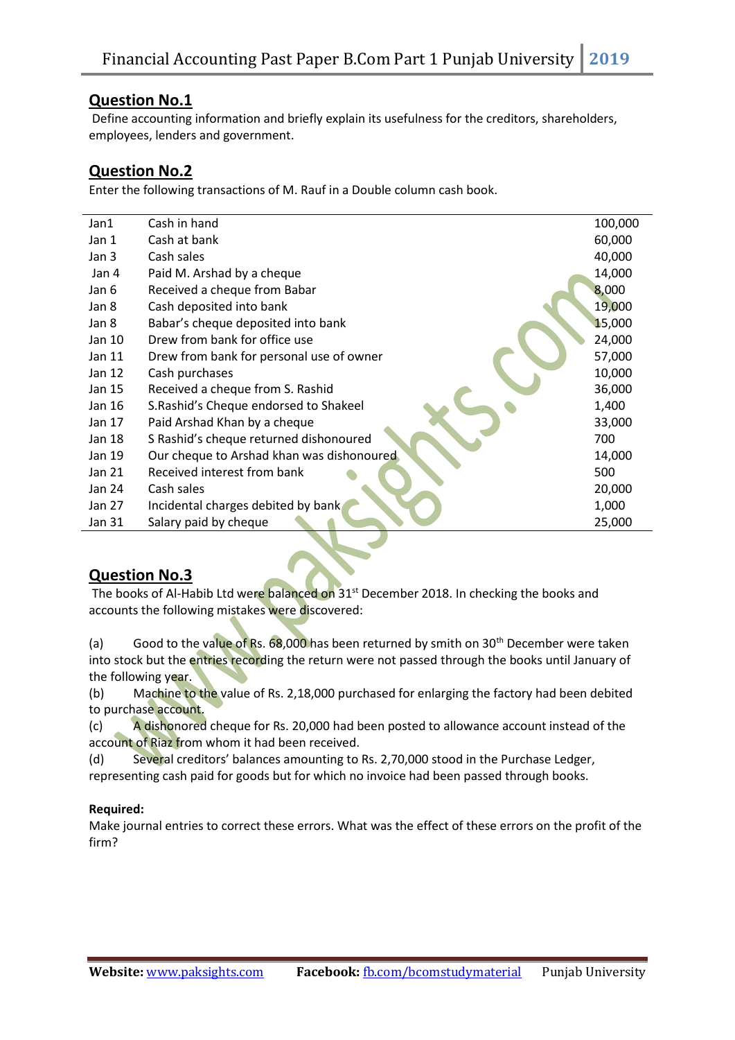## Question No.1

Define accounting information and briefly explain its usefulness for the creditors, shareholders, employees, lenders and government.

## Question No.2

Enter the following transactions of M. Rauf in a Double column cash book.

| | | |
|---|---|---|
| Jan1 | Cash in hand | 100,000 |
| Jan 1 | Cash at bank | 60,000 |
| Jan 3 | Cash sales | 40,000 |
| Jan 4 | Paid M. Arshad by a cheque | 14,000 |
| Jan 6 | Received a cheque from Babar | 8,000 |
| Jan 8 | Cash deposited into bank | 19,000 |
| Jan 8 | Babar's cheque deposited into bank | 15,000 |
| Jan 10 | Drew from bank for office use | 24,000 |
| Jan 11 | Drew from bank for personal use of owner | 57,000 |
| Jan 12 | Cash purchases | 10,000 |
| Jan 15 | Received a cheque from S. Rashid | 36,000 |
| Jan 16 | S.Rashid's Cheque endorsed to Shakeel | 1,400 |
| Jan 17 | Paid Arshad Khan by a cheque | 33,000 |
| Jan 18 | S Rashid's cheque returned dishonoured | 700 |
| Jan 19 | Our cheque to Arshad khan was dishonoured | 14,000 |
| Jan 21 | Received interest from bank | 500 |
| Jan 24 | Cash sales | 20,000 |
| Jan 27 | Incidental charges debited by bank | 1,000 |
| Jan 31 | Salary paid by cheque | 25,000 |

## Question No.3

The books of Al-Habib Ltd were balanced on 31st December 2018. In checking the books and accounts the following mistakes were discovered:

(a) Good to the value of Rs. 68,000 has been returned by smith on 30th December were taken into stock but the entries recording the return were not passed through the books until January of the following year.

(b) Machine to the value of Rs. 2,18,000 purchased for enlarging the factory had been debited to purchase account.

(c) A dishonored cheque for Rs. 20,000 had been posted to allowance account instead of the account of Riaz from whom it had been received.

(d) Several creditors' balances amounting to Rs. 2,70,000 stood in the Purchase Ledger, representing cash paid for goods but for which no invoice had been passed through books.

**Required:**

Make journal entries to correct these errors. What was the effect of these errors on the profit of the firm?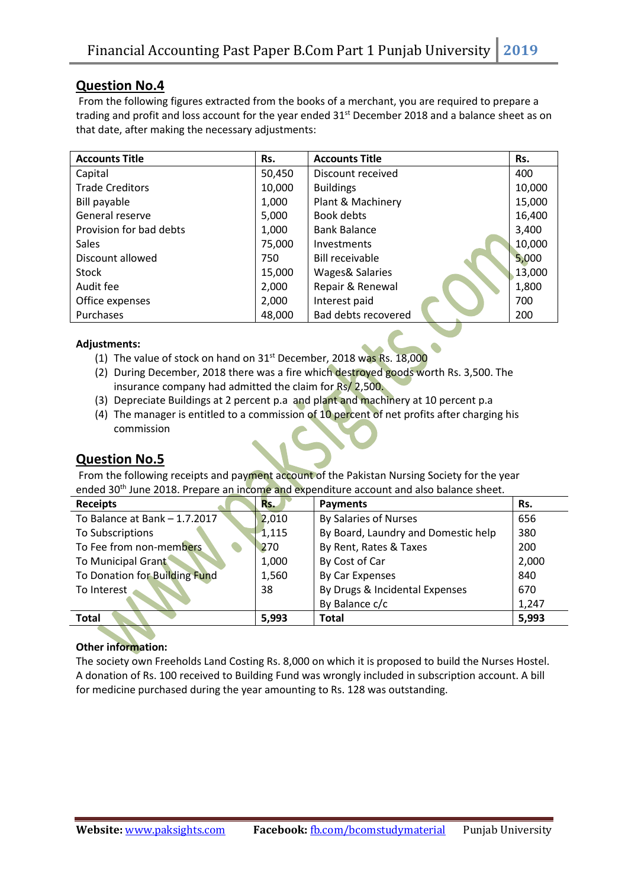## Question No.4

From the following figures extracted from the books of a merchant, you are required to prepare a trading and profit and loss account for the year ended 31st December 2018 and a balance sheet as on that date, after making the necessary adjustments:

| Accounts Title | Rs. | Accounts Title | Rs. |
|---|---|---|---|
| Capital | 50,450 | Discount received | 400 |
| Trade Creditors | 10,000 | Buildings | 10,000 |
| Bill payable | 1,000 | Plant & Machinery | 15,000 |
| General reserve | 5,000 | Book debts | 16,400 |
| Provision for bad debts | 1,000 | Bank Balance | 3,400 |
| Sales | 75,000 | Investments | 10,000 |
| Discount allowed | 750 | Bill receivable | 5,000 |
| Stock | 15,000 | Wages& Salaries | 13,000 |
| Audit fee | 2,000 | Repair & Renewal | 1,800 |
| Office expenses | 2,000 | Interest paid | 700 |
| Purchases | 48,000 | Bad debts recovered | 200 |

**Adjustments:**

1. The value of stock on hand on 31st December, 2018 was Rs. 18,000
2. During December, 2018 there was a fire which destroyed goods worth Rs. 3,500. The insurance company had admitted the claim for Rs/ 2,500.
3. Depreciate Buildings at 2 percent p.a and plant and machinery at 10 percent p.a
4. The manager is entitled to a commission of 10 percent of net profits after charging his commission

## Question No.5

From the following receipts and payment account of the Pakistan Nursing Society for the year ended 30th June 2018. Prepare an income and expenditure account and also balance sheet.

| Receipts | Rs. | Payments | Rs. |
|---|---|---|---|
| To Balance at Bank – 1.7.2017 | 2,010 | By Salaries of Nurses | 656 |
| To Subscriptions | 1,115 | By Board, Laundry and Domestic help | 380 |
| To Fee from non-members | 270 | By Rent, Rates & Taxes | 200 |
| To Municipal Grant | 1,000 | By Cost of Car | 2,000 |
| To Donation for Building Fund | 1,560 | By Car Expenses | 840 |
| To Interest | 38 | By Drugs & Incidental Expenses | 670 |
| | | By Balance c/c | 1,247 |
| **Total** | **5,993** | **Total** | **5,993** |

**Other information:**

The society own Freeholds Land Costing Rs. 8,000 on which it is proposed to build the Nurses Hostel. A donation of Rs. 100 received to Building Fund was wrongly included in subscription account. A bill for medicine purchased during the year amounting to Rs. 128 was outstanding.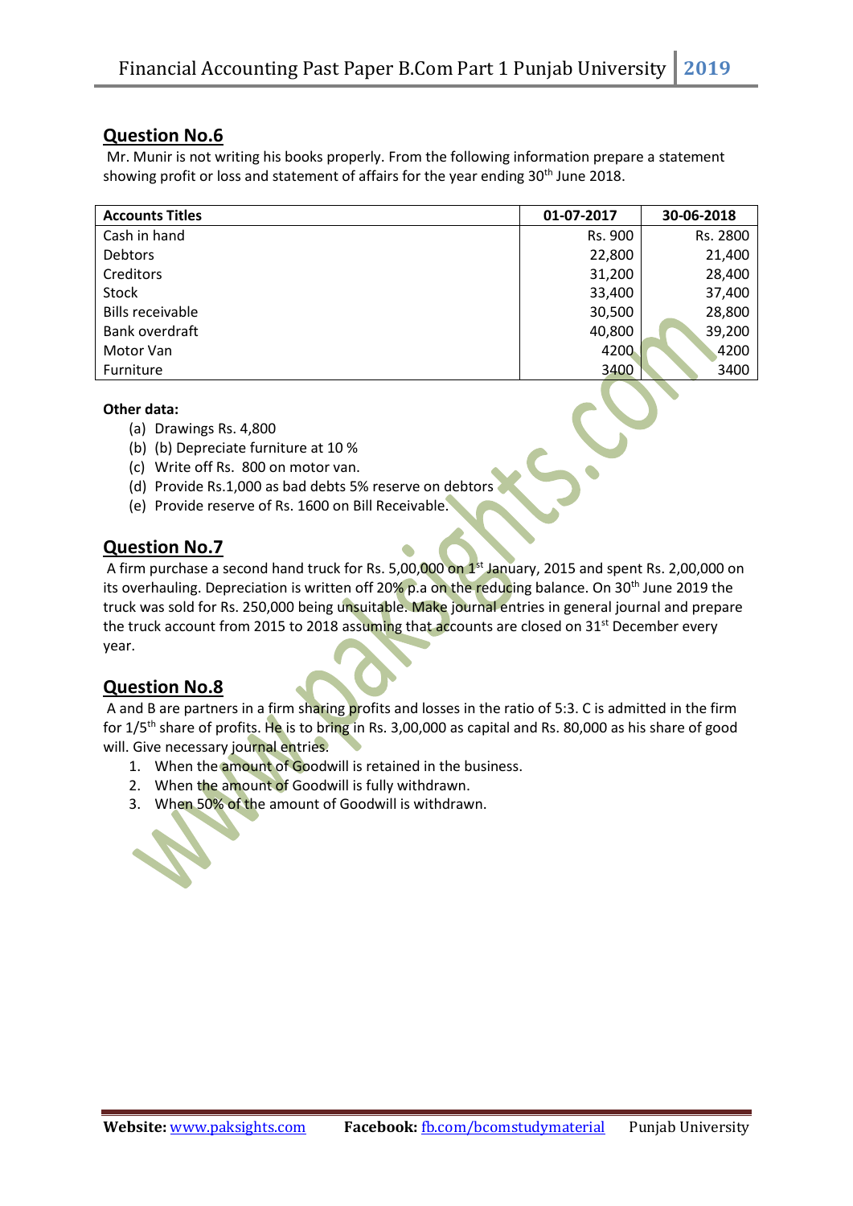## Question No.6

Mr. Munir is not writing his books properly. From the following information prepare a statement showing profit or loss and statement of affairs for the year ending 30th June 2018.

| Accounts Titles | 01-07-2017 | 30-06-2018 |
|---|---|---|
| Cash in hand | Rs. 900 | Rs. 2800 |
| Debtors | 22,800 | 21,400 |
| Creditors | 31,200 | 28,400 |
| Stock | 33,400 | 37,400 |
| Bills receivable | 30,500 | 28,800 |
| Bank overdraft | 40,800 | 39,200 |
| Motor Van | 4200 | 4200 |
| Furniture | 3400 | 3400 |

**Other data:**

(a) Drawings Rs. 4,800
(b) (b) Depreciate furniture at 10 %
(c) Write off Rs. 800 on motor van.
(d) Provide Rs.1,000 as bad debts 5% reserve on debtors
(e) Provide reserve of Rs. 1600 on Bill Receivable.

## Question No.7

A firm purchase a second hand truck for Rs. 5,00,000 on 1st January, 2015 and spent Rs. 2,00,000 on its overhauling. Depreciation is written off 20% p.a on the reducing balance. On 30th June 2019 the truck was sold for Rs. 250,000 being unsuitable. Make journal entries in general journal and prepare the truck account from 2015 to 2018 assuming that accounts are closed on 31st December every year.

## Question No.8

A and B are partners in a firm sharing profits and losses in the ratio of 5:3. C is admitted in the firm for 1/5th share of profits. He is to bring in Rs. 3,00,000 as capital and Rs. 80,000 as his share of good will. Give necessary journal entries.

1. When the amount of Goodwill is retained in the business.
2. When the amount of Goodwill is fully withdrawn.
3. When 50% of the amount of Goodwill is withdrawn.